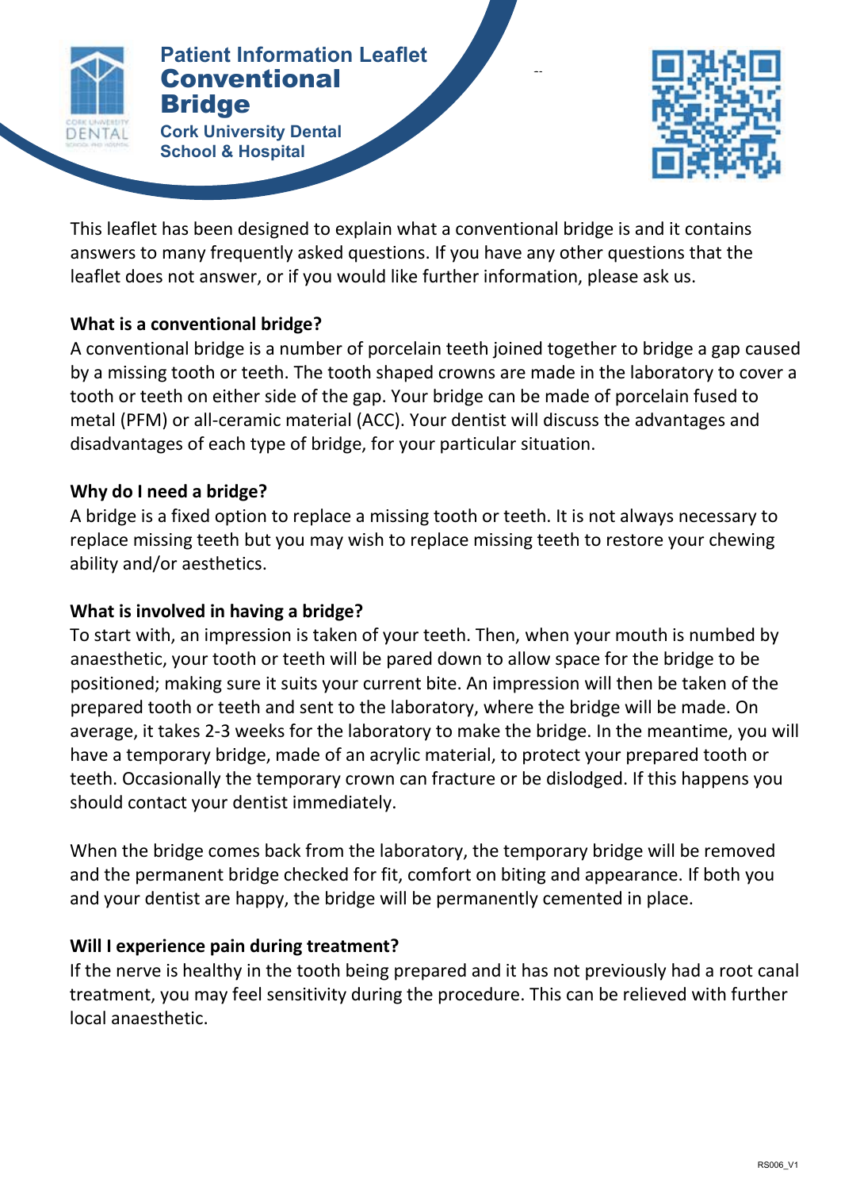Patient Information Leaflet

# Conventional Bridge

**Cork University Dental School & Hospital**

This leaflet has been designed to explain what a conventional bridge is and it contains answers to many frequently asked questions. If you have any other questions that the leaflet does not answer, or if you would like further information, please ask us.

**What is a conventional bridge?**

A conventional bridge is a number of porcelain teeth joined together to bridge a gap caused by a missing tooth or teeth. The tooth shaped crowns are made in the laboratory to cover a tooth or teeth on either side of the gap. Your bridge can be made of porcelain fused to metal (PFM) or all-ceramic material (ACC). Your dentist will discuss the advantages and disadvantages of each type of bridge, for your particular situation.

**Why do I need a bridge?**

A bridge is a fixed option to replace a missing tooth or teeth. It is not always necessary to replace missing teeth but you may wish to replace missing teeth to restore your chewing ability and/or aesthetics.

**What is involved in having a bridge?**

To start with, an impression is taken of your teeth. Then, when your mouth is numbed by anaesthetic, your tooth or teeth will be pared down to allow space for the bridge to be positioned; making sure it suits your current bite. An impression will then be taken of the prepared tooth or teeth and sent to the laboratory, where the bridge will be made. On average, it takes 2-3 weeks for the laboratory to make the bridge. In the meantime, you will have a temporary bridge, made of an acrylic material, to protect your prepared tooth or teeth. Occasionally the temporary crown can fracture or be dislodged. If this happens you should contact your dentist immediately.

When the bridge comes back from the laboratory, the temporary bridge will be removed and the permanent bridge checked for fit, comfort on biting and appearance. If both you and your dentist are happy, the bridge will be permanently cemented in place.

**Will I experience pain during treatment?**

If the nerve is healthy in the tooth being prepared and it has not previously had a root canal treatment, you may feel sensitivity during the procedure. This can be relieved with further local anaesthetic.

RS006_V1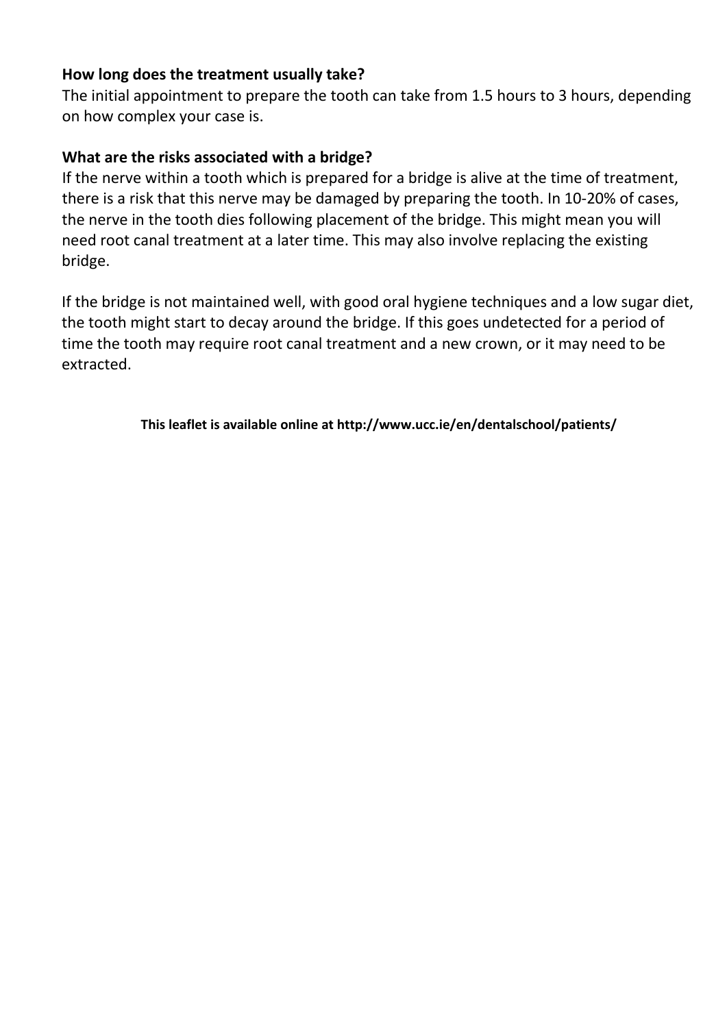**How long does the treatment usually take?**

The initial appointment to prepare the tooth can take from 1.5 hours to 3 hours, depending on how complex your case is.

**What are the risks associated with a bridge?**

If the nerve within a tooth which is prepared for a bridge is alive at the time of treatment, there is a risk that this nerve may be damaged by preparing the tooth. In 10-20% of cases, the nerve in the tooth dies following placement of the bridge. This might mean you will need root canal treatment at a later time. This may also involve replacing the existing bridge.

If the bridge is not maintained well, with good oral hygiene techniques and a low sugar diet, the tooth might start to decay around the bridge. If this goes undetected for a period of time the tooth may require root canal treatment and a new crown, or it may need to be extracted.

**This leaflet is available online at http://www.ucc.ie/en/dentalschool/patients/**